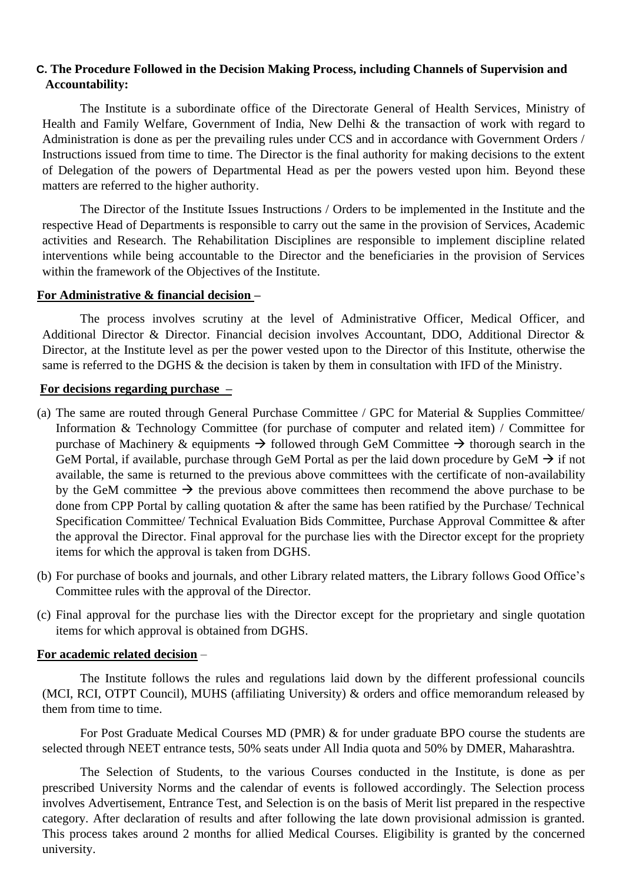### C. The Procedure Followed in the Decision Making Process, including Channels of Supervision and Accountability:

The Institute is a subordinate office of the Directorate General of Health Services, Ministry of Health and Family Welfare, Government of India, New Delhi & the transaction of work with regard to Administration is done as per the prevailing rules under CCS and in accordance with Government Orders / Instructions issued from time to time. The Director is the final authority for making decisions to the extent of Delegation of the powers of Departmental Head as per the powers vested upon him. Beyond these matters are referred to the higher authority.

The Director of the Institute Issues Instructions / Orders to be implemented in the Institute and the respective Head of Departments is responsible to carry out the same in the provision of Services, Academic activities and Research. The Rehabilitation Disciplines are responsible to implement discipline related interventions while being accountable to the Director and the beneficiaries in the provision of Services within the framework of the Objectives of the Institute.

**For Administrative & financial decision –**

The process involves scrutiny at the level of Administrative Officer, Medical Officer, and Additional Director & Director. Financial decision involves Accountant, DDO, Additional Director & Director, at the Institute level as per the power vested upon to the Director of this Institute, otherwise the same is referred to the DGHS & the decision is taken by them in consultation with IFD of the Ministry.

**For decisions regarding purchase –**

(a) The same are routed through General Purchase Committee / GPC for Material & Supplies Committee/ Information & Technology Committee (for purchase of computer and related item) / Committee for purchase of Machinery & equipments → followed through GeM Committee → thorough search in the GeM Portal, if available, purchase through GeM Portal as per the laid down procedure by GeM → if not available, the same is returned to the previous above committees with the certificate of non-availability by the GeM committee → the previous above committees then recommend the above purchase to be done from CPP Portal by calling quotation & after the same has been ratified by the Purchase/ Technical Specification Committee/ Technical Evaluation Bids Committee, Purchase Approval Committee & after the approval the Director. Final approval for the purchase lies with the Director except for the propriety items for which the approval is taken from DGHS.

(b) For purchase of books and journals, and other Library related matters, the Library follows Good Office's Committee rules with the approval of the Director.

(c) Final approval for the purchase lies with the Director except for the proprietary and single quotation items for which approval is obtained from DGHS.

**For academic related decision –**

The Institute follows the rules and regulations laid down by the different professional councils (MCI, RCI, OTPT Council), MUHS (affiliating University) & orders and office memorandum released by them from time to time.

For Post Graduate Medical Courses MD (PMR) & for under graduate BPO course the students are selected through NEET entrance tests, 50% seats under All India quota and 50% by DMER, Maharashtra.

The Selection of Students, to the various Courses conducted in the Institute, is done as per prescribed University Norms and the calendar of events is followed accordingly. The Selection process involves Advertisement, Entrance Test, and Selection is on the basis of Merit list prepared in the respective category. After declaration of results and after following the late down provisional admission is granted. This process takes around 2 months for allied Medical Courses. Eligibility is granted by the concerned university.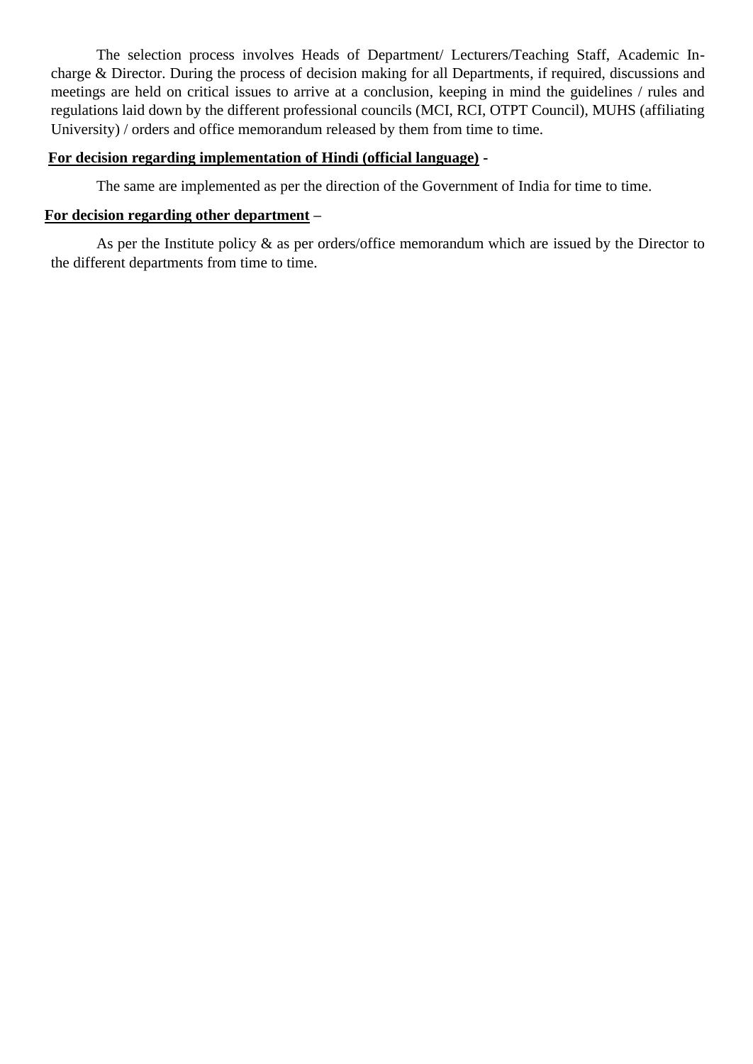The selection process involves Heads of Department/ Lecturers/Teaching Staff, Academic In-charge & Director. During the process of decision making for all Departments, if required, discussions and meetings are held on critical issues to arrive at a conclusion, keeping in mind the guidelines / rules and regulations laid down by the different professional councils (MCI, RCI, OTPT Council), MUHS (affiliating University) / orders and office memorandum released by them from time to time.

**<u>For decision regarding implementation of Hindi (official language)</u> -**

The same are implemented as per the direction of the Government of India for time to time.

**<u>For decision regarding other department</u> –**

As per the Institute policy & as per orders/office memorandum which are issued by the Director to the different departments from time to time.